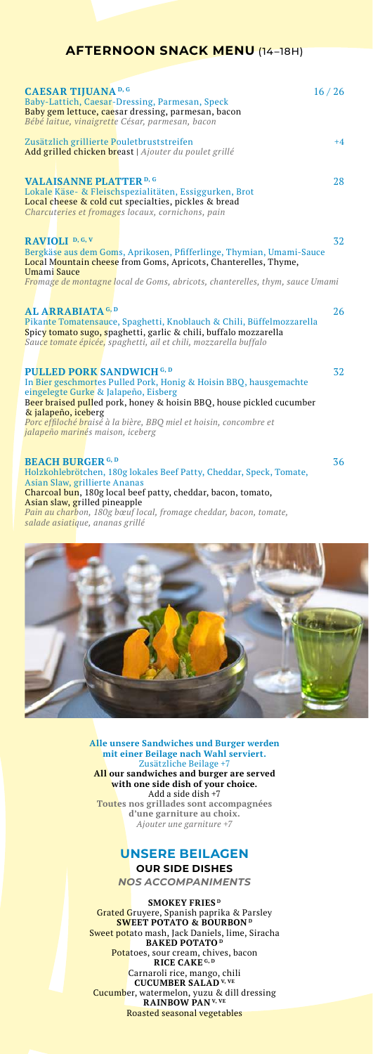# AFTERNOON SNACK MENU (14–18H)

**CAESAR TIJUANA** D, G — 16 / 26

Baby-Lattich, Caesar-Dressing, Parmesan, Speck
Baby gem lettuce, caesar dressing, parmesan, bacon
*Bébé laitue, vinaigrette César, parmesan, bacon*

Zusätzlich grillierte Pouletbruststreifen — +4
Add grilled chicken breast | *Ajouter du poulet grillé*

**VALAISANNE PLATTER** D, G — 28

Lokale Käse- & Fleischspezialitäten, Essiggurken, Brot
Local cheese & cold cut specialties, pickles & bread
*Charcuteries et fromages locaux, cornichons, pain*

**RAVIOLI** D, G, V — 32

Bergkäse aus dem Goms, Aprikosen, Pfifferlinge, Thymian, Umami-Sauce
Local Mountain cheese from Goms, Apricots, Chanterelles, Thyme, Umami Sauce
*Fromage de montagne local de Goms, abricots, chanterelles, thym, sauce Umami*

**AL ARRABIATA** G, D — 26

Pikante Tomatensauce, Spaghetti, Knoblauch & Chili, Büffelmozzarella
Spicy tomato sugo, spaghetti, garlic & chili, buffalo mozzarella
*Sauce tomate épicée, spaghetti, ail et chili, mozzarella buffalo*

**PULLED PORK SANDWICH** G, D — 32

In Bier geschmortes Pulled Pork, Honig & Hoisin BBQ, hausgemachte eingelegte Gurke & Jalapeño, Eisberg
Beer braised pulled pork, honey & hoisin BBQ, house pickled cucumber & jalapeño, iceberg
*Porc effiloché braisé à la bière, BBQ miel et hoisin, concombre et jalapeño marinés maison, iceberg*

**BEACH BURGER** G, D — 36

Holzkohlebrötchen, 180g lokales Beef Patty, Cheddar, Speck, Tomate, Asian Slaw, grillierte Ananas
Charcoal bun, 180g local beef patty, cheddar, bacon, tomato, Asian slaw, grilled pineapple
*Pain au charbon, 180g bœuf local, fromage cheddar, bacon, tomate, salade asiatique, ananas grillé*

**Alle unsere Sandwiches und Burger werden mit einer Beilage nach Wahl serviert.**
Zusätzliche Beilage +7
**All our sandwiches and burger are served with one side dish of your choice.**
Add a side dish +7
**Toutes nos grillades sont accompagnées d'une garniture au choix.**
*Ajouter une garniture +7*

## UNSERE BEILAGEN

### OUR SIDE DISHES

*NOS ACCOMPANIMENTS*

**SMOKEY FRIES** D
Grated Gruyere, Spanish paprika & Parsley

**SWEET POTATO & BOURBON** D
Sweet potato mash, Jack Daniels, lime, Siracha

**BAKED POTATO** D
Potatoes, sour cream, chives, bacon

**RICE CAKE** G, D
Carnaroli rice, mango, chili

**CUCUMBER SALAD** V, VE
Cucumber, watermelon, yuzu & dill dressing

**RAINBOW PAN** V, VE
Roasted seasonal vegetables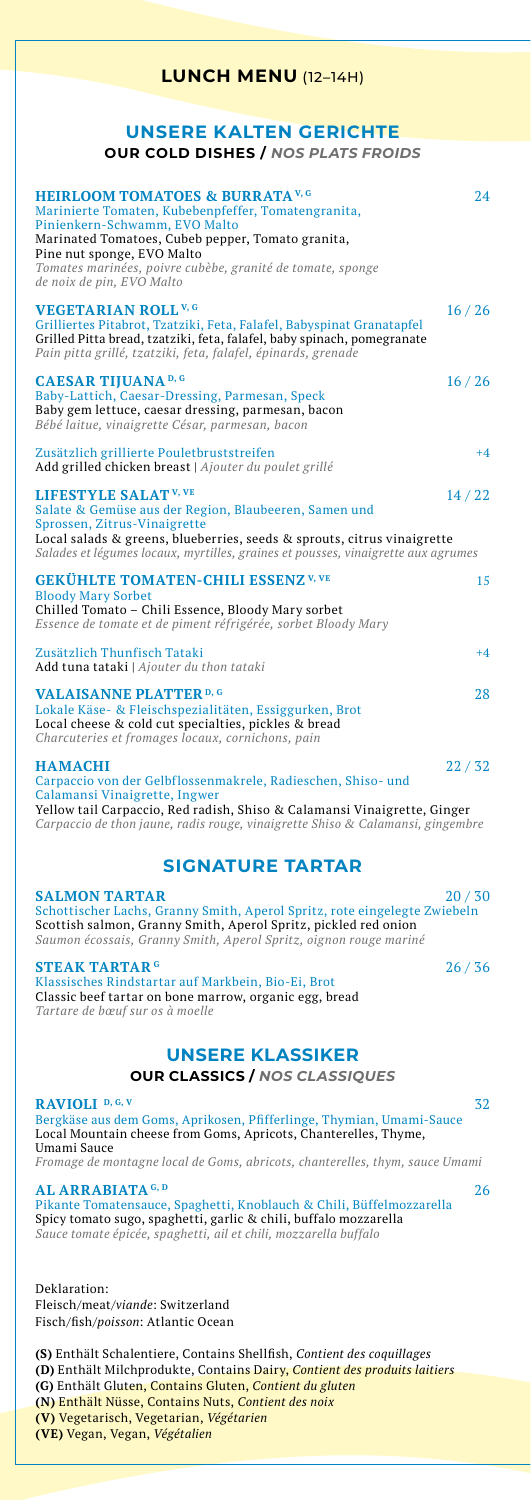# LUNCH MENU (12–14H)

## UNSERE KALTEN GERICHTE

**OUR COLD DISHES /** ***NOS PLATS FROIDS***

**HEIRLOOM TOMATOES & BURRATA** V, G — 24

Marinierte Tomaten, Kubebenpfeffer, Tomatengranita, Pinienkern-Schwamm, EVO Malto
Marinated Tomatoes, Cubeb pepper, Tomato granita, Pine nut sponge, EVO Malto
*Tomates marinées, poivre cubèbe, granité de tomate, sponge de noix de pin, EVO Malto*

**VEGETARIAN ROLL** V, G — 16 / 26

Grilliertes Pitabrot, Tzatziki, Feta, Falafel, Babyspinat Granatapfel
Grilled Pitta bread, tzatziki, feta, falafel, baby spinach, pomegranate
*Pain pitta grillé, tzatziki, feta, falafel, épinards, grenade*

**CAESAR TIJUANA** D, G — 16 / 26

Baby-Lattich, Caesar-Dressing, Parmesan, Speck
Baby gem lettuce, caesar dressing, parmesan, bacon
*Bébé laitue, vinaigrette César, parmesan, bacon*

Zusätzlich grillierte Pouletbruststreifen — +4
Add grilled chicken breast | *Ajouter du poulet grillé*

**LIFESTYLE SALAT** V, VE — 14 / 22

Salate & Gemüse aus der Region, Blaubeeren, Samen und Sprossen, Zitrus-Vinaigrette
Local salads & greens, blueberries, seeds & sprouts, citrus vinaigrette
*Salades et légumes locaux, myrtilles, graines et pousses, vinaigrette aux agrumes*

**GEKÜHLTE TOMATEN-CHILI ESSENZ** V, VE — 15

Bloody Mary Sorbet
Chilled Tomato – Chili Essence, Bloody Mary sorbet
*Essence de tomate et de piment réfrigérée, sorbet Bloody Mary*

Zusätzlich Thunfisch Tataki — +4
Add tuna tataki | *Ajouter du thon tataki*

**VALAISANNE PLATTER** D, G — 28

Lokale Käse- & Fleischspezialitäten, Essiggurken, Brot
Local cheese & cold cut specialties, pickles & bread
*Charcuteries et fromages locaux, cornichons, pain*

**HAMACHI** — 22 / 32

Carpaccio von der Gelbflossenmakrele, Radieschen, Shiso- und Calamansi Vinaigrette, Ingwer
Yellow tail Carpaccio, Red radish, Shiso & Calamansi Vinaigrette, Ginger
*Carpaccio de thon jaune, radis rouge, vinaigrette Shiso & Calamansi, gingembre*

## SIGNATURE TARTAR

**SALMON TARTAR** — 20 / 30

Schottischer Lachs, Granny Smith, Aperol Spritz, rote eingelegte Zwiebeln
Scottish salmon, Granny Smith, Aperol Spritz, pickled red onion
*Saumon écossais, Granny Smith, Aperol Spritz, oignon rouge mariné*

**STEAK TARTAR** G — 26 / 36

Klassisches Rindstartar auf Markbein, Bio-Ei, Brot
Classic beef tartar on bone marrow, organic egg, bread
*Tartare de bœuf sur os à moelle*

## UNSERE KLASSIKER

**OUR CLASSICS /** ***NOS CLASSIQUES***

**RAVIOLI** D, G, V — 32

Bergkäse aus dem Goms, Aprikosen, Pfifferlinge, Thymian, Umami-Sauce
Local Mountain cheese from Goms, Apricots, Chanterelles, Thyme, Umami Sauce
*Fromage de montagne local de Goms, abricots, chanterelles, thym, sauce Umami*

**AL ARRABIATA** G, D — 26

Pikante Tomatensauce, Spaghetti, Knoblauch & Chili, Büffelmozzarella
Spicy tomato sugo, spaghetti, garlic & chili, buffalo mozzarella
*Sauce tomate épicée, spaghetti, ail et chili, mozzarella buffalo*

Deklaration:
Fleisch/meat/*viande*: Switzerland
Fisch/fish/*poisson*: Atlantic Ocean

**(S)** Enthält Schalentiere, Contains Shellfish, *Contient des coquillages*
**(D)** Enthält Milchprodukte, Contains Dairy, *Contient des produits laitiers*
**(G)** Enthält Gluten, Contains Gluten, *Contient du gluten*
**(N)** Enthält Nüsse, Contains Nuts, *Contient des noix*
**(V)** Vegetarisch, Vegetarian, *Végétarien*
**(VE)** Vegan, Vegan, *Végétalien*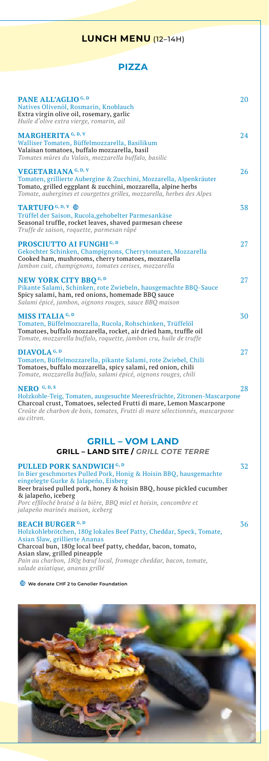# LUNCH MENU (12–14H)

## PIZZA

**PANE ALL'AGLIO** G, D — 20
Natives Olivenöl, Rosmarin, Knoblauch
Extra virgin olive oil, rosemary, garlic
*Huile d'olive extra vierge, romarin, ail*

**MARGHERITA** G, D, V — 24
Walliser Tomaten, Büffelmozzarella, Basilikum
Valaisan tomatoes, buffalo mozzarella, basil
*Tomates mûres du Valais, mozzarella buffalo, basilic*

**VEGETARIANA** G, D, V — 26
Tomaten, grillierte Aubergine & Zucchini, Mozzarella, Alpenkräuter
Tomato, grilled eggplant & zucchini, mozzarella, alpine herbs
*Tomate, aubergines et courgettes grilles, mozzarella, herbes des Alpes*

**TARTUFO** G, D, V — 38
Trüffel der Saison, Rucola,gehobelter Parmesankäse
Seasonal truffle, rocket leaves, shaved parmesan cheese
*Truffe de saison, roquette, parmesan râpé*

**PROSCIUTTO AI FUNGHI** G, D — 27
Gekochter Schinken, Champignons, Cherrytomaten, Mozzarella
Cooked ham, mushrooms, cherry tomatoes, mozzarella
*Jambon cuit, champignons, tomates cerises, mozzarella*

**NEW YORK CITY BBQ** G, D — 27
Pikante Salami, Schinken, rote Zwiebeln, hausgemachte BBQ-Sauce
Spicy salami, ham, red onions, homemade BBQ sauce
*Salami épicé, jambon, oignons rouges, sauce BBQ maison*

**MISS ITALIA** G, D — 30
Tomaten, Büffelmozzarella, Rucola, Rohschinken, Trüffelöl
Tomatoes, buffalo mozzarella, rocket, air dried ham, truffle oil
*Tomate, mozzarella buffalo, roquette, jambon cru, huile de truffe*

**DIAVOLA** G, D — 27
Tomaten, Büffelmozzarella, pikante Salami, rote Zwiebel, Chili
Tomatoes, buffalo mozzarella, spicy salami, red onion, chili
*Tomate, mozzarella buffalo, salami épicé, oignons rouges, chili*

**NERO** G, D, S — 28
Holzkohle-Teig, Tomaten, ausgesuchte Meeresfrüchte, Zitronen-Mascarpone
Charcoal crust, Tomatoes, selected Frutti di mare, Lemon Mascarpone
*Croûte de charbon de bois, tomates, Frutti di mare sélectionnés, mascarpone au citron.*

## GRILL – VOM LAND

### GRILL – LAND SITE / *GRILL COTE TERRE*

**PULLED PORK SANDWICH** G, D — 32
In Bier geschmortes Pulled Pork, Honig & Hoisin BBQ, hausgemachte eingelegte Gurke & Jalapeño, Eisberg
Beer braised pulled pork, honey & hoisin BBQ, house pickled cucumber & jalapeño, iceberg
*Porc effiloché braisé à la bière, BBQ miel et hoisin, concombre et jalapeño marinés maison, iceberg*

**BEACH BURGER** G, D — 36
Holzkohlebrötchen, 180g lokales Beef Patty, Cheddar, Speck, Tomate, Asian Slaw, grillierte Ananas
Charcoal bun, 180g local beef patty, cheddar, bacon, tomato, Asian slaw, grilled pineapple
*Pain au charbon, 180g bœuf local, fromage cheddar, bacon, tomate, salade asiatique, ananas grillé*

We donate CHF 2 to Genolier Foundation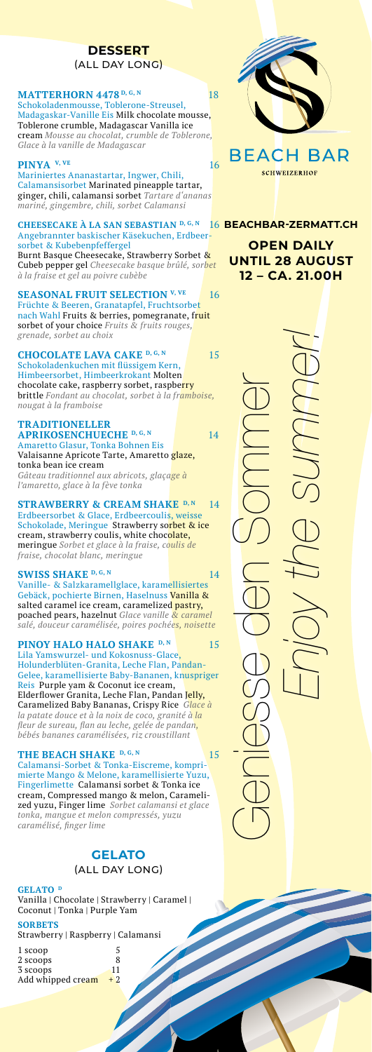## DESSERT
(ALL DAY LONG)

**MATTERHORN 4478** D, G, N — 18
Schokoladenmousse, Toblerone-Streusel, Madagaskar-Vanille Eis Milk chocolate mousse, Toblerone crumble, Madagascar Vanilla ice cream *Mousse au chocolat, crumble de Toblerone, Glace à la vanille de Madagascar*

**PINYA** V, VE — 16
Mariniertes Ananastartar, Ingwer, Chili, Calamansisorbet Marinated pineapple tartar, ginger, chili, calamansi sorbet *Tartare d'ananas mariné, gingembre, chili, sorbet Calamansi*

**CHEESECAKE À LA SAN SEBASTIAN** D, G, N — 16
Angebrannter baskischer Käsekuchen, Erdbeersorbet & Kubebenpfeffergel
Burnt Basque Cheesecake, Strawberry Sorbet & Cubeb pepper gel *Cheesecake basque brûlé, sorbet à la fraise et gel au poivre cubèbe*

**SEASONAL FRUIT SELECTION** V, VE — 16
Früchte & Beeren, Granatapfel, Fruchtsorbet nach Wahl Fruits & berries, pomegranate, fruit sorbet of your choice *Fruits & fruits rouges, grenade, sorbet au choix*

**CHOCOLATE LAVA CAKE** D, G, N — 15
Schokoladenkuchen mit flüssigem Kern, Himbeersorbet, Himbeerkrokant Molten chocolate cake, raspberry sorbet, raspberry brittle *Fondant au chocolat, sorbet à la framboise, nougat à la framboise*

**TRADITIONELLER APRIKOSENCHUECHE** D, G, N — 14
Amaretto Glasur, Tonka Bohnen Eis
Valaisanne Apricote Tarte, Amaretto glaze, tonka bean ice cream
*Gâteau traditionnel aux abricots, glaçage à l'amaretto, glace à la fève tonka*

**STRAWBERRY & CREAM SHAKE** D, N — 14
Erdbeersorbet & Glace, Erdbeercoulis, weisse Schokolade, Meringue Strawberry sorbet & ice cream, strawberry coulis, white chocolate, meringue *Sorbet et glace à la fraise, coulis de fraise, chocolat blanc, meringue*

**SWISS SHAKE** D, G, N — 14
Vanille- & Salzkaramellglace, karamellisiertes Gebäck, pochierte Birnen, Haselnuss Vanilla & salted caramel ice cream, caramelized pastry, poached pears, hazelnut *Glace vanille & caramel salé, douceur caramélisée, poires pochées, noisette*

**PINOY HALO HALO SHAKE** D, N — 15
Lila Yamswurzel- und Kokosnuss-Glace, Holunderblüten-Granita, Leche Flan, Pandan-Gelee, karamellisierte Baby-Bananen, knuspriger Reis Purple yam & Coconut ice cream, Elderflower Granita, Leche Flan, Pandan Jelly, Caramelized Baby Bananas, Crispy Rice *Glace à la patate douce et à la noix de coco, granité à la fleur de sureau, flan au leche, gelée de pandan, bébés bananes caramélisées, riz croustillant*

**THE BEACH SHAKE** D, G, N — 15
Calamansi-Sorbet & Tonka-Eiscreme, komprimierte Mango & Melone, karamellisierte Yuzu, Fingerlimette Calamansi sorbet & Tonka ice cream, Compressed mango & melon, Caramelized yuzu, Finger lime *Sorbet calamansi et glace tonka, mangue et melon compressés, yuzu caramélisé, finger lime*

## GELATO
(ALL DAY LONG)

**GELATO** D
Vanilla | Chocolate | Strawberry | Caramel | Coconut | Tonka | Purple Yam

**SORBETS**
Strawberry | Raspberry | Calamansi

| | |
|---|---|
| 1 scoop | 5 |
| 2 scoops | 8 |
| 3 scoops | 11 |
| Add whipped cream | + 2 |

BEACH BAR
SCHWEIZERHOF

**BEACHBAR-ZERMATT.CH**

**OPEN DAILY UNTIL 28 AUGUST 12 – CA. 21.00H**

*Geniesse den Sommer*

*Enjoy the summer!*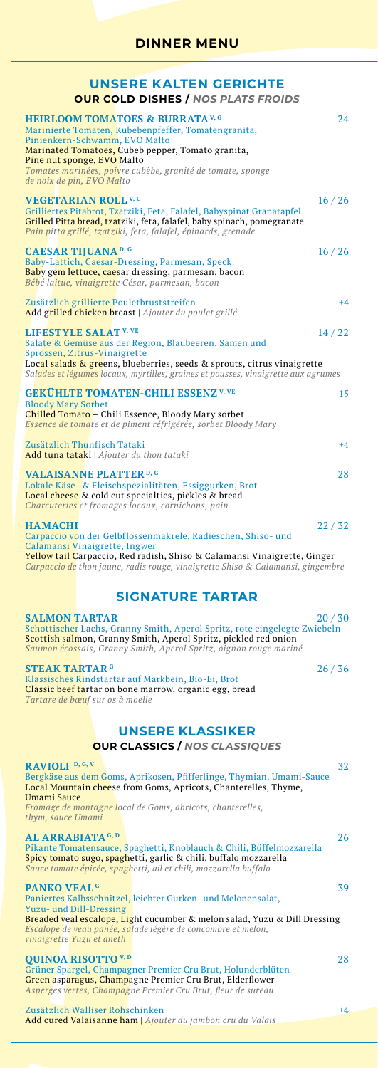# DINNER MENU

## UNSERE KALTEN GERICHTE

### OUR COLD DISHES / *NOS PLATS FROIDS*

**HEIRLOOM TOMATOES & BURRATA** V, G — 24

Marinierte Tomaten, Kubebenpfeffer, Tomatengranita, Pinienkern-Schwamm, EVO Malto
Marinated Tomatoes, Cubeb pepper, Tomato granita, Pine nut sponge, EVO Malto
*Tomates marinées, poivre cubèbe, granité de tomate, sponge de noix de pin, EVO Malto*

**VEGETARIAN ROLL** V, G — 16 / 26

Grilliertes Pitabrot, Tzatziki, Feta, Falafel, Babyspinat Granatapfel
Grilled Pitta bread, tzatziki, feta, falafel, baby spinach, pomegranate
*Pain pitta grillé, tzatziki, feta, falafel, épinards, grenade*

**CAESAR TIJUANA** D, G — 16 / 26

Baby-Lattich, Caesar-Dressing, Parmesan, Speck
Baby gem lettuce, caesar dressing, parmesan, bacon
*Bébé laitue, vinaigrette César, parmesan, bacon*

Zusätzlich grillierte Pouletbruststreifen — +4
Add grilled chicken breast | *Ajouter du poulet grillé*

**LIFESTYLE SALAT** V, VE — 14 / 22

Salate & Gemüse aus der Region, Blaubeeren, Samen und Sprossen, Zitrus-Vinaigrette
Local salads & greens, blueberries, seeds & sprouts, citrus vinaigrette
*Salades et légumes locaux, myrtilles, graines et pousses, vinaigrette aux agrumes*

**GEKÜHLTE TOMATEN-CHILI ESSENZ** V, VE — 15

Bloody Mary Sorbet
Chilled Tomato – Chili Essence, Bloody Mary sorbet
*Essence de tomate et de piment réfrigérée, sorbet Bloody Mary*

Zusätzlich Thunfisch Tataki — +4
Add tuna tataki | *Ajouter du thon tataki*

**VALAISANNE PLATTER** D, G — 28

Lokale Käse- & Fleischspezialitäten, Essiggurken, Brot
Local cheese & cold cut specialties, pickles & bread
*Charcuteries et fromages locaux, cornichons, pain*

**HAMACHI** — 22 / 32

Carpaccio von der Gelbflossenmakrele, Radieschen, Shiso- und Calamansi Vinaigrette, Ingwer
Yellow tail Carpaccio, Red radish, Shiso & Calamansi Vinaigrette, Ginger
*Carpaccio de thon jaune, radis rouge, vinaigrette Shiso & Calamansi, gingembre*

## SIGNATURE TARTAR

**SALMON TARTAR** — 20 / 30

Schottischer Lachs, Granny Smith, Aperol Spritz, rote eingelegte Zwiebeln
Scottish salmon, Granny Smith, Aperol Spritz, pickled red onion
*Saumon écossais, Granny Smith, Aperol Spritz, oignon rouge mariné*

**STEAK TARTAR** G — 26 / 36

Klassisches Rindstartar auf Markbein, Bio-Ei, Brot
Classic beef tartar on bone marrow, organic egg, bread
*Tartare de bœuf sur os à moelle*

## UNSERE KLASSIKER

### OUR CLASSICS / *NOS CLASSIQUES*

**RAVIOLI** D, G, V — 32

Bergkäse aus dem Goms, Aprikosen, Pfifferlinge, Thymian, Umami-Sauce
Local Mountain cheese from Goms, Apricots, Chanterelles, Thyme, Umami Sauce
*Fromage de montagne local de Goms, abricots, chanterelles, thym, sauce Umami*

**AL ARRABIATA** G, D — 26

Pikante Tomatensauce, Spaghetti, Knoblauch & Chili, Büffelmozzarella
Spicy tomato sugo, spaghetti, garlic & chili, buffalo mozzarella
*Sauce tomate épicée, spaghetti, ail et chili, mozzarella buffalo*

**PANKO VEAL** G — 39

Paniertes Kalbsschnitzel, leichter Gurken- und Melonensalat, Yuzu- und Dill-Dressing
Breaded veal escalope, Light cucumber & melon salad, Yuzu & Dill Dressing
*Escalope de veau panée, salade légère de concombre et melon, vinaigrette Yuzu et aneth*

**QUINOA RISOTTO** V, D — 28

Grüner Spargel, Champagner Premier Cru Brut, Holunderblüten
Green asparagus, Champagne Premier Cru Brut, Elderflower
*Asperges vertes, Champagne Premier Cru Brut, fleur de sureau*

Zusätzlich Walliser Rohschinken — +4
Add cured Valaisanne ham | *Ajouter du jambon cru du Valais*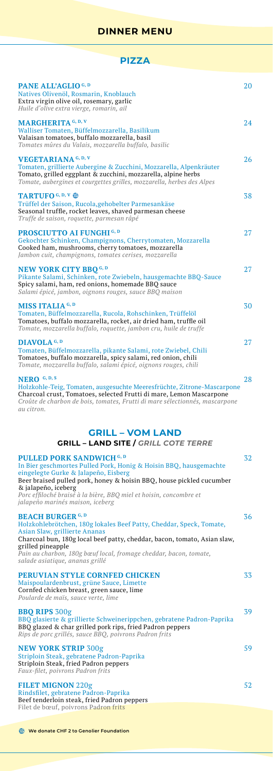# DINNER MENU

## PIZZA

**PANE ALL'AGLIO** G, D — 20
Natives Olivenöl, Rosmarin, Knoblauch
Extra virgin olive oil, rosemary, garlic
*Huile d'olive extra vierge, romarin, ail*

**MARGHERITA** G, D, V — 24
Walliser Tomaten, Büffelmozzarella, Basilikum
Valaisan tomatoes, buffalo mozzarella, basil
*Tomates mûres du Valais, mozzarella buffalo, basilic*

**VEGETARIANA** G, D, V — 26
Tomaten, grillierte Aubergine & Zucchini, Mozzarella, Alpenkräuter
Tomato, grilled eggplant & zucchini, mozzarella, alpine herbs
*Tomate, aubergines et courgettes grilles, mozzarella, herbes des Alpes*

**TARTUFO** G, D, V — 38
Trüffel der Saison, Rucola,gehobelter Parmesankäse
Seasonal truffle, rocket leaves, shaved parmesan cheese
*Truffe de saison, roquette, parmesan râpé*

**PROSCIUTTO AI FUNGHI** G, D — 27
Gekochter Schinken, Champignons, Cherrytomaten, Mozzarella
Cooked ham, mushrooms, cherry tomatoes, mozzarella
*Jambon cuit, champignons, tomates cerises, mozzarella*

**NEW YORK CITY BBQ** G, D — 27
Pikante Salami, Schinken, rote Zwiebeln, hausgemachte BBQ-Sauce
Spicy salami, ham, red onions, homemade BBQ sauce
*Salami épicé, jambon, oignons rouges, sauce BBQ maison*

**MISS ITALIA** G, D — 30
Tomaten, Büffelmozzarella, Rucola, Rohschinken, Trüffelöl
Tomatoes, buffalo mozzarella, rocket, air dried ham, truffle oil
*Tomate, mozzarella buffalo, roquette, jambon cru, huile de truffe*

**DIAVOLA** G, D — 27
Tomaten, Büffelmozzarella, pikante Salami, rote Zwiebel, Chili
Tomatoes, buffalo mozzarella, spicy salami, red onion, chili
*Tomate, mozzarella buffalo, salami épicé, oignons rouges, chili*

**NERO** G, D, S — 28
Holzkohle-Teig, Tomaten, ausgesuchte Meeresfrüchte, Zitrone-Mascarpone
Charcoal crust, Tomatoes, selected Frutti di mare, Lemon Mascarpone
*Croûte de charbon de bois, tomates, Frutti di mare sélectionnés, mascarpone au citron.*

## GRILL – VOM LAND

### GRILL – LAND SITE / *GRILL COTE TERRE*

**PULLED PORK SANDWICH** G, D — 32
In Bier geschmortes Pulled Pork, Honig & Hoisin BBQ, hausgemachte eingelegte Gurke & Jalapeño, Eisberg
Beer braised pulled pork, honey & hoisin BBQ, house pickled cucumber & jalapeño, iceberg
*Porc effiloché braisé à la bière, BBQ miel et hoisin, concombre et jalapeño marinés maison, iceberg*

**BEACH BURGER** G, D — 36
Holzkohlebrötchen, 180g lokales Beef Patty, Cheddar, Speck, Tomate, Asian Slaw, grillierte Ananas
Charcoal bun, 180g local beef patty, cheddar, bacon, tomato, Asian slaw, grilled pineapple
*Pain au charbon, 180g bœuf local, fromage cheddar, bacon, tomate, salade asiatique, ananas grillé*

**PERUVIAN STYLE CORNFED CHICKEN** — 33
Maispoulardenbrust, grüne Sauce, Limette
Cornfed chicken breast, green sauce, lime
*Poularde de maïs, sauce verte, lime*

**BBQ RIPS** 300g — 39
BBQ glasierte & grillierte Schweinerippchen, gebratene Padron-Paprika
BBQ glazed & char grilled pork rips, fried Padron peppers
*Rips de porc grillés, sauce BBQ, poivrons Padron frits*

**NEW YORK STRIP** 300g — 59
Striploin Steak, gebratene Padron-Paprika
Striploin Steak, fried Padron peppers
*Faux-filet, poivrons Padron frits*

**FILET MIGNON** 220g — 52
Rindsfilet, gebratene Padron-Paprika
Beef tenderloin steak, fried Padron peppers
Filet de bœuf, poivrons Padron frits

We donate CHF 2 to Genolier Foundation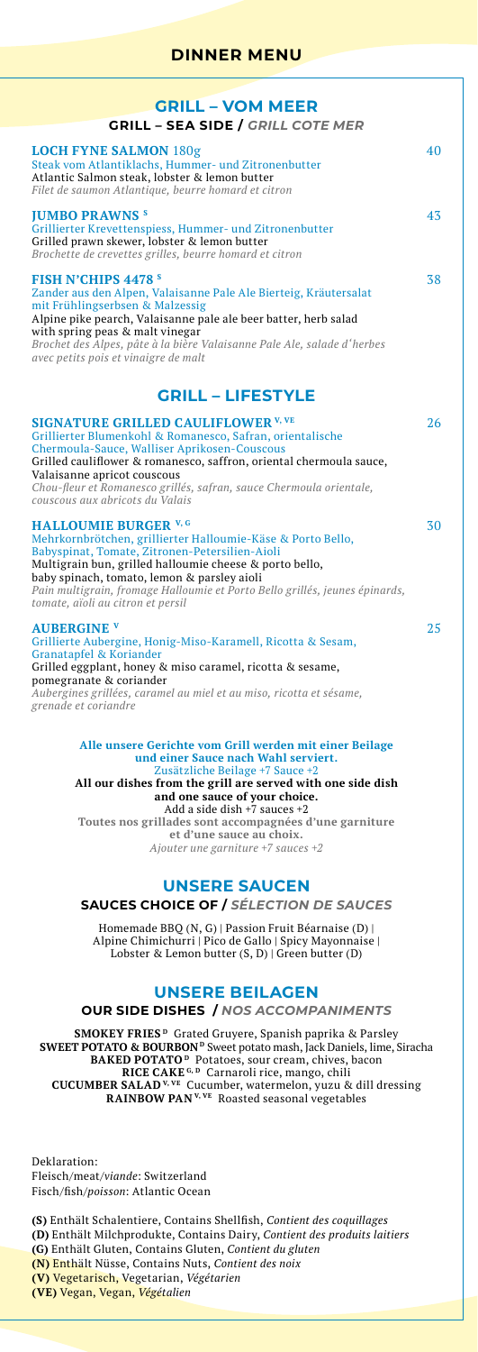# DINNER MENU

## GRILL – VOM MEER

### GRILL – SEA SIDE / *GRILL COTE MER*

**LOCH FYNE SALMON** 180g — 40
Steak vom Atlantiklachs, Hummer- und Zitronenbutter
Atlantic Salmon steak, lobster & lemon butter
*Filet de saumon Atlantique, beurre homard et citron*

**JUMBO PRAWNS** [S] — 43
Grillierter Krevettenspiess, Hummer- und Zitronenbutter
Grilled prawn skewer, lobster & lemon butter
*Brochette de crevettes grilles, beurre homard et citron*

**FISH N'CHIPS 4478** [S] — 38
Zander aus den Alpen, Valaisanne Pale Ale Bierteig, Kräutersalat mit Frühlingserbsen & Malzessig
Alpine pike pearch, Valaisanne pale ale beer batter, herb salad with spring peas & malt vinegar
*Brochet des Alpes, pâte à la bière Valaisanne Pale Ale, salade d'herbes avec petits pois et vinaigre de malt*

## GRILL – LIFESTYLE

**SIGNATURE GRILLED CAULIFLOWER** [V, VE] — 26
Grillierter Blumenkohl & Romanesco, Safran, orientalische Chermoula-Sauce, Walliser Aprikosen-Couscous
Grilled cauliflower & romanesco, saffron, oriental chermoula sauce, Valaisanne apricot couscous
*Chou-fleur et Romanesco grillés, safran, sauce Chermoula orientale, couscous aux abricots du Valais*

**HALLOUMIE BURGER** [V, G] — 30
Mehrkornbrötchen, grillierter Halloumie-Käse & Porto Bello, Babyspinat, Tomate, Zitronen-Petersilien-Aioli
Multigrain bun, grilled halloumie cheese & porto bello, baby spinach, tomato, lemon & parsley aioli
*Pain multigrain, fromage Halloumie et Porto Bello grillés, jeunes épinards, tomate, aïoli au citron et persil*

**AUBERGINE** [V] — 25
Grillierte Aubergine, Honig-Miso-Karamell, Ricotta & Sesam, Granatapfel & Koriander
Grilled eggplant, honey & miso caramel, ricotta & sesame, pomegranate & coriander
*Aubergines grillées, caramel au miel et au miso, ricotta et sésame, grenade et coriandre*

**Alle unsere Gerichte vom Grill werden mit einer Beilage und einer Sauce nach Wahl serviert.**
Zusätzliche Beilage +7 Sauce +2
**All our dishes from the grill are served with one side dish and one sauce of your choice.**
Add a side dish +7 sauces +2
**Toutes nos grillades sont accompagnées d'une garniture et d'une sauce au choix.**
*Ajouter une garniture +7 sauces +2*

## UNSERE SAUCEN

### SAUCES CHOICE OF / *SÉLECTION DE SAUCES*

Homemade BBQ (N, G) | Passion Fruit Béarnaise (D) | Alpine Chimichurri | Pico de Gallo | Spicy Mayonnaise | Lobster & Lemon butter (S, D) | Green butter (D)

## UNSERE BEILAGEN

### OUR SIDE DISHES / *NOS ACCOMPANIMENTS*

**SMOKEY FRIES** [D] Grated Gruyere, Spanish paprika & Parsley
**SWEET POTATO & BOURBON** [D] Sweet potato mash, Jack Daniels, lime, Siracha
**BAKED POTATO** [D] Potatoes, sour cream, chives, bacon
**RICE CAKE** [G, D] Carnaroli rice, mango, chili
**CUCUMBER SALAD** [V, VE] Cucumber, watermelon, yuzu & dill dressing
**RAINBOW PAN** [V, VE] Roasted seasonal vegetables

Deklaration:
Fleisch/meat/*viande*: Switzerland
Fisch/fish/*poisson*: Atlantic Ocean

**(S)** Enthält Schalentiere, Contains Shellfish, *Contient des coquillages*
**(D)** Enthält Milchprodukte, Contains Dairy, *Contient des produits laitiers*
**(G)** Enthält Gluten, Contains Gluten, *Contient du gluten*
**(N)** Enthält Nüsse, Contains Nuts, *Contient des noix*
**(V)** Vegetarisch, Vegetarian, *Végétarien*
**(VE)** Vegan, Vegan, *Végétalien*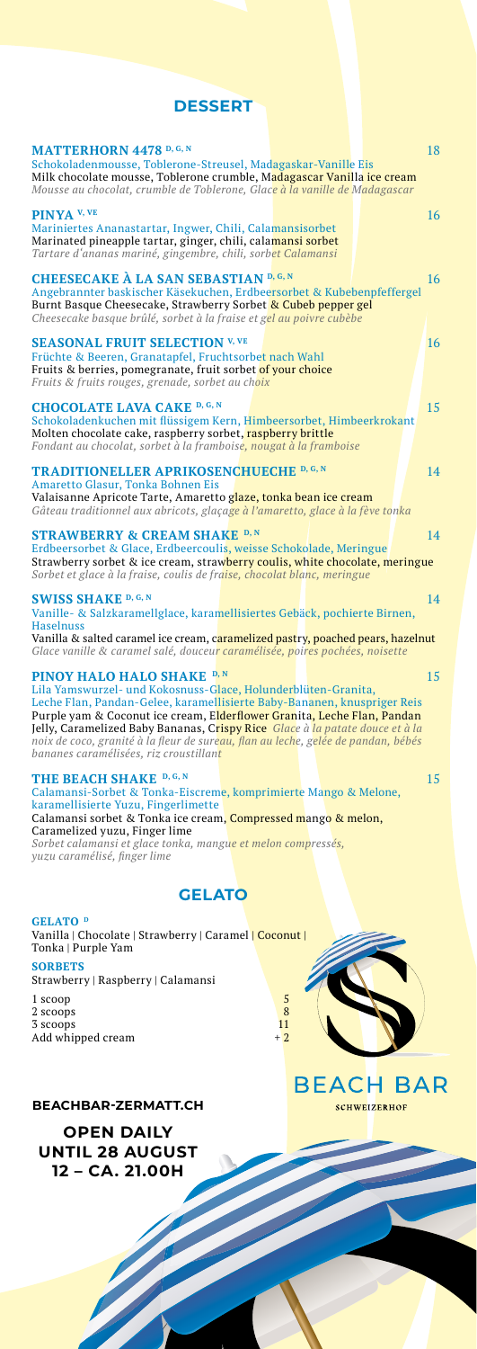# DESSERT

**MATTERHORN 4478** D, G, N — 18

Schokoladenmousse, Toblerone-Streusel, Madagaskar-Vanille Eis
Milk chocolate mousse, Toblerone crumble, Madagascar Vanilla ice cream
*Mousse au chocolat, crumble de Toblerone, Glace à la vanille de Madagascar*

**PINYA** V, VE — 16

Mariniertes Ananastartar, Ingwer, Chili, Calamansisorbet
Marinated pineapple tartar, ginger, chili, calamansi sorbet
*Tartare d'ananas mariné, gingembre, chili, sorbet Calamansi*

**CHEESECAKE À LA SAN SEBASTIAN** D, G, N — 16

Angebrannter baskischer Käsekuchen, Erdbeersorbet & Kubebenpfeffergel
Burnt Basque Cheesecake, Strawberry Sorbet & Cubeb pepper gel
*Cheesecake basque brûlé, sorbet à la fraise et gel au poivre cubèbe*

**SEASONAL FRUIT SELECTION** V, VE — 16

Früchte & Beeren, Granatapfel, Fruchtsorbet nach Wahl
Fruits & berries, pomegranate, fruit sorbet of your choice
*Fruits & fruits rouges, grenade, sorbet au choix*

**CHOCOLATE LAVA CAKE** D, G, N — 15

Schokoladenkuchen mit flüssigem Kern, Himbeersorbet, Himbeerkrokant
Molten chocolate cake, raspberry sorbet, raspberry brittle
*Fondant au chocolat, sorbet à la framboise, nougat à la framboise*

**TRADITIONELLER APRIKOSENCHUECHE** D, G, N — 14

Amaretto Glasur, Tonka Bohnen Eis
Valaisanne Apricote Tarte, Amaretto glaze, tonka bean ice cream
*Gâteau traditionnel aux abricots, glaçage à l'amaretto, glace à la fève tonka*

**STRAWBERRY & CREAM SHAKE** D, N — 14

Erdbeersorbet & Glace, Erdbeercoulis, weisse Schokolade, Meringue
Strawberry sorbet & ice cream, strawberry coulis, white chocolate, meringue
*Sorbet et glace à la fraise, coulis de fraise, chocolat blanc, meringue*

**SWISS SHAKE** D, G, N — 14

Vanille- & Salzkaramellglace, karamellisiertes Gebäck, pochierte Birnen, Haselnuss
Vanilla & salted caramel ice cream, caramelized pastry, poached pears, hazelnut
*Glace vanille & caramel salé, douceur caramélisée, poires pochées, noisette*

**PINOY HALO HALO SHAKE** D, N — 15

Lila Yamswurzel- und Kokosnuss-Glace, Holunderblüten-Granita, Leche Flan, Pandan-Gelee, karamellisierte Baby-Bananen, knuspriger Reis
Purple yam & Coconut ice cream, Elderflower Granita, Leche Flan, Pandan Jelly, Caramelized Baby Bananas, Crispy Rice *Glace à la patate douce et à la noix de coco, granité à la fleur de sureau, flan au leche, gelée de pandan, bébés bananes caramélisées, riz croustillant*

**THE BEACH SHAKE** D, G, N — 15

Calamansi-Sorbet & Tonka-Eiscreme, komprimierte Mango & Melone, karamellisierte Yuzu, Fingerlimette
Calamansi sorbet & Tonka ice cream, Compressed mango & melon, Caramelized yuzu, Finger lime
*Sorbet calamansi et glace tonka, mangue et melon compressés, yuzu caramélisé, finger lime*

# GELATO

**GELATO** D

Vanilla | Chocolate | Strawberry | Caramel | Coconut | Tonka | Purple Yam

**SORBETS**

Strawberry | Raspberry | Calamansi

| | |
|---|---|
| 1 scoop | 5 |
| 2 scoops | 8 |
| 3 scoops | 11 |
| Add whipped cream | + 2 |

BEACH BAR
SCHWEIZERHOF

**BEACHBAR-ZERMATT.CH**

**OPEN DAILY UNTIL 28 AUGUST 12 – CA. 21.00H**